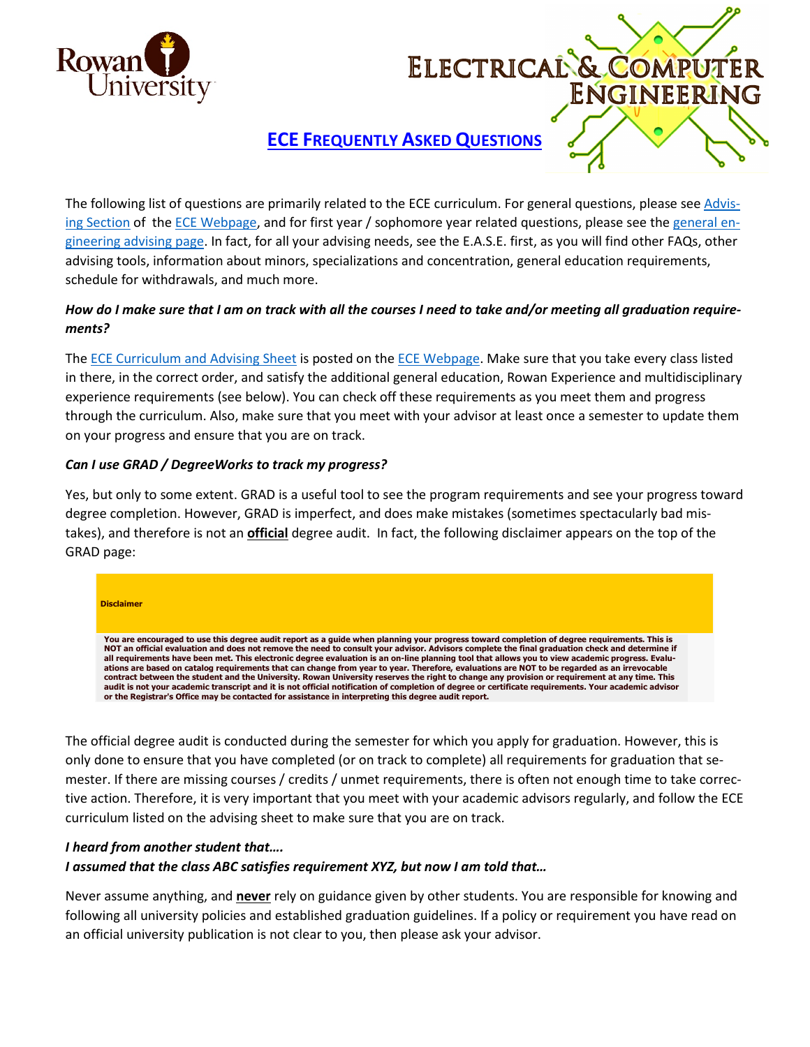Rowan University

# ELECTRICAL & COMPUTER ENGINEERING

## ECE FREQUENTLY ASKED QUESTIONS

The following list of questions are primarily related to the ECE curriculum. For general questions, please see Advising Section of the ECE Webpage, and for first year / sophomore year related questions, please see the general engineering advising page. In fact, for all your advising needs, see the E.A.S.E. first, as you will find other FAQs, other advising tools, information about minors, specializations and concentration, general education requirements, schedule for withdrawals, and much more.

***How do I make sure that I am on track with all the courses I need to take and/or meeting all graduation requirements?***

The ECE Curriculum and Advising Sheet is posted on the ECE Webpage. Make sure that you take every class listed in there, in the correct order, and satisfy the additional general education, Rowan Experience and multidisciplinary experience requirements (see below). You can check off these requirements as you meet them and progress through the curriculum. Also, make sure that you meet with your advisor at least once a semester to update them on your progress and ensure that you are on track.

***Can I use GRAD / DegreeWorks to track my progress?***

Yes, but only to some extent. GRAD is a useful tool to see the program requirements and see your progress toward degree completion. However, GRAD is imperfect, and does make mistakes (sometimes spectacularly bad mistakes), and therefore is not an **official** degree audit. In fact, the following disclaimer appears on the top of the GRAD page:

> **Disclaimer**
>
> **You are encouraged to use this degree audit report as a guide when planning your progress toward completion of degree requirements. This is NOT an official evaluation and does not remove the need to consult your advisor. Advisors complete the final graduation check and determine if all requirements have been met. This electronic degree evaluation is an on-line planning tool that allows you to view academic progress. Evaluations are based on catalog requirements that can change from year to year. Therefore, evaluations are NOT to be regarded as an irrevocable contract between the student and the University. Rowan University reserves the right to change any provision or requirement at any time. This audit is not your academic transcript and it is not official notification of completion of degree or certificate requirements. Your academic advisor or the Registrar's Office may be contacted for assistance in interpreting this degree audit report.**

The official degree audit is conducted during the semester for which you apply for graduation. However, this is only done to ensure that you have completed (or on track to complete) all requirements for graduation that semester. If there are missing courses / credits / unmet requirements, there is often not enough time to take corrective action. Therefore, it is very important that you meet with your academic advisors regularly, and follow the ECE curriculum listed on the advising sheet to make sure that you are on track.

***I heard from another student that….***
***I assumed that the class ABC satisfies requirement XYZ, but now I am told that…***

Never assume anything, and **never** rely on guidance given by other students. You are responsible for knowing and following all university policies and established graduation guidelines. If a policy or requirement you have read on an official university publication is not clear to you, then please ask your advisor.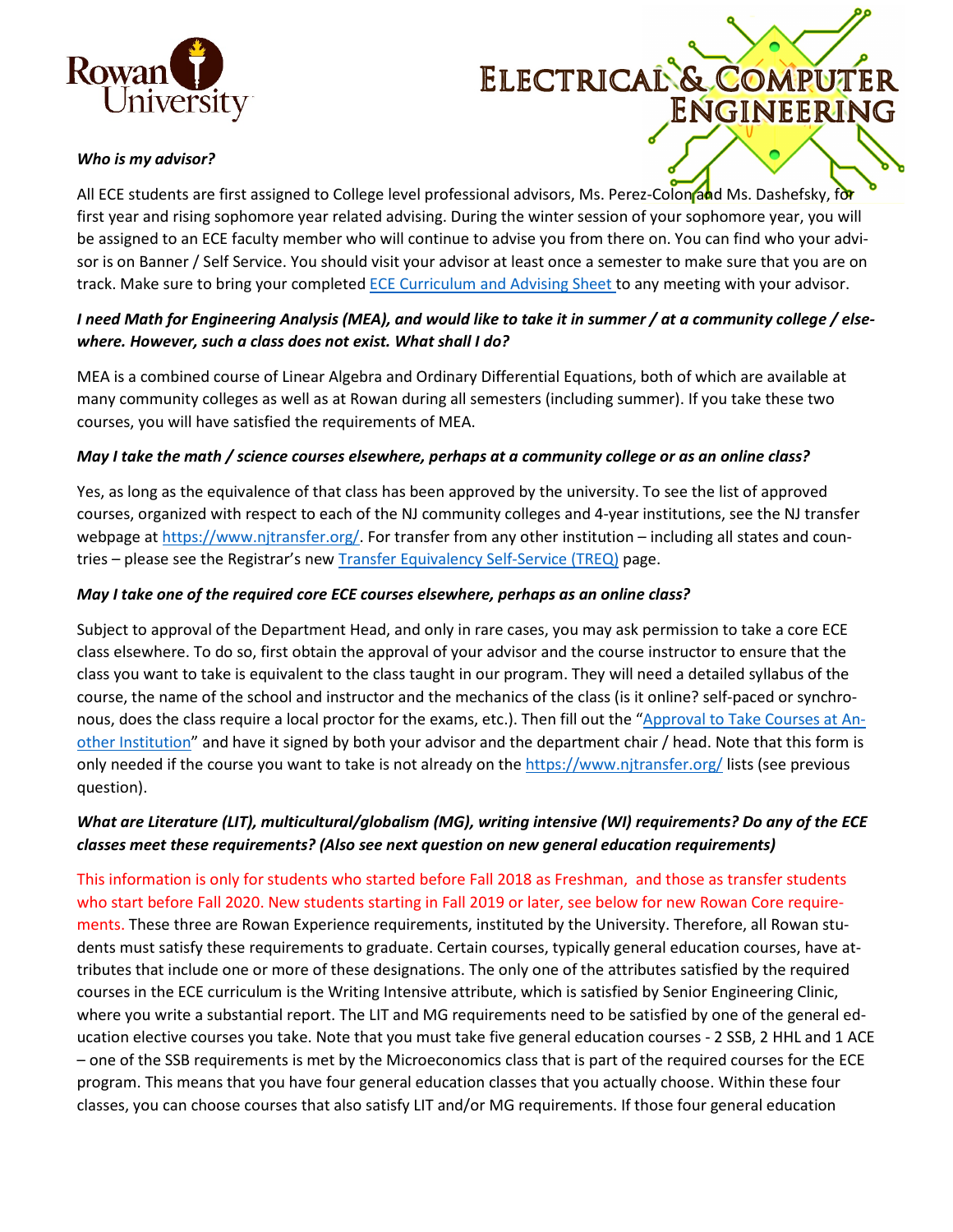***Who is my advisor?***

All ECE students are first assigned to College level professional advisors, Ms. Perez-Colon and Ms. Dashefsky, for first year and rising sophomore year related advising. During the winter session of your sophomore year, you will be assigned to an ECE faculty member who will continue to advise you from there on. You can find who your advisor is on Banner / Self Service. You should visit your advisor at least once a semester to make sure that you are on track. Make sure to bring your completed ECE Curriculum and Advising Sheet to any meeting with your advisor.

***I need Math for Engineering Analysis (MEA), and would like to take it in summer / at a community college / elsewhere. However, such a class does not exist. What shall I do?***

MEA is a combined course of Linear Algebra and Ordinary Differential Equations, both of which are available at many community colleges as well as at Rowan during all semesters (including summer). If you take these two courses, you will have satisfied the requirements of MEA.

***May I take the math / science courses elsewhere, perhaps at a community college or as an online class?***

Yes, as long as the equivalence of that class has been approved by the university. To see the list of approved courses, organized with respect to each of the NJ community colleges and 4-year institutions, see the NJ transfer webpage at https://www.njtransfer.org/. For transfer from any other institution – including all states and countries – please see the Registrar's new Transfer Equivalency Self-Service (TREQ) page.

***May I take one of the required core ECE courses elsewhere, perhaps as an online class?***

Subject to approval of the Department Head, and only in rare cases, you may ask permission to take a core ECE class elsewhere. To do so, first obtain the approval of your advisor and the course instructor to ensure that the class you want to take is equivalent to the class taught in our program. They will need a detailed syllabus of the course, the name of the school and instructor and the mechanics of the class (is it online? self-paced or synchronous, does the class require a local proctor for the exams, etc.). Then fill out the "Approval to Take Courses at Another Institution" and have it signed by both your advisor and the department chair / head. Note that this form is only needed if the course you want to take is not already on the https://www.njtransfer.org/ lists (see previous question).

***What are Literature (LIT), multicultural/globalism (MG), writing intensive (WI) requirements? Do any of the ECE classes meet these requirements? (Also see next question on new general education requirements)***

This information is only for students who started before Fall 2018 as Freshman, and those as transfer students who start before Fall 2020. New students starting in Fall 2019 or later, see below for new Rowan Core requirements. These three are Rowan Experience requirements, instituted by the University. Therefore, all Rowan students must satisfy these requirements to graduate. Certain courses, typically general education courses, have attributes that include one or more of these designations. The only one of the attributes satisfied by the required courses in the ECE curriculum is the Writing Intensive attribute, which is satisfied by Senior Engineering Clinic, where you write a substantial report. The LIT and MG requirements need to be satisfied by one of the general education elective courses you take. Note that you must take five general education courses - 2 SSB, 2 HHL and 1 ACE – one of the SSB requirements is met by the Microeconomics class that is part of the required courses for the ECE program. This means that you have four general education classes that you actually choose. Within these four classes, you can choose courses that also satisfy LIT and/or MG requirements. If those four general education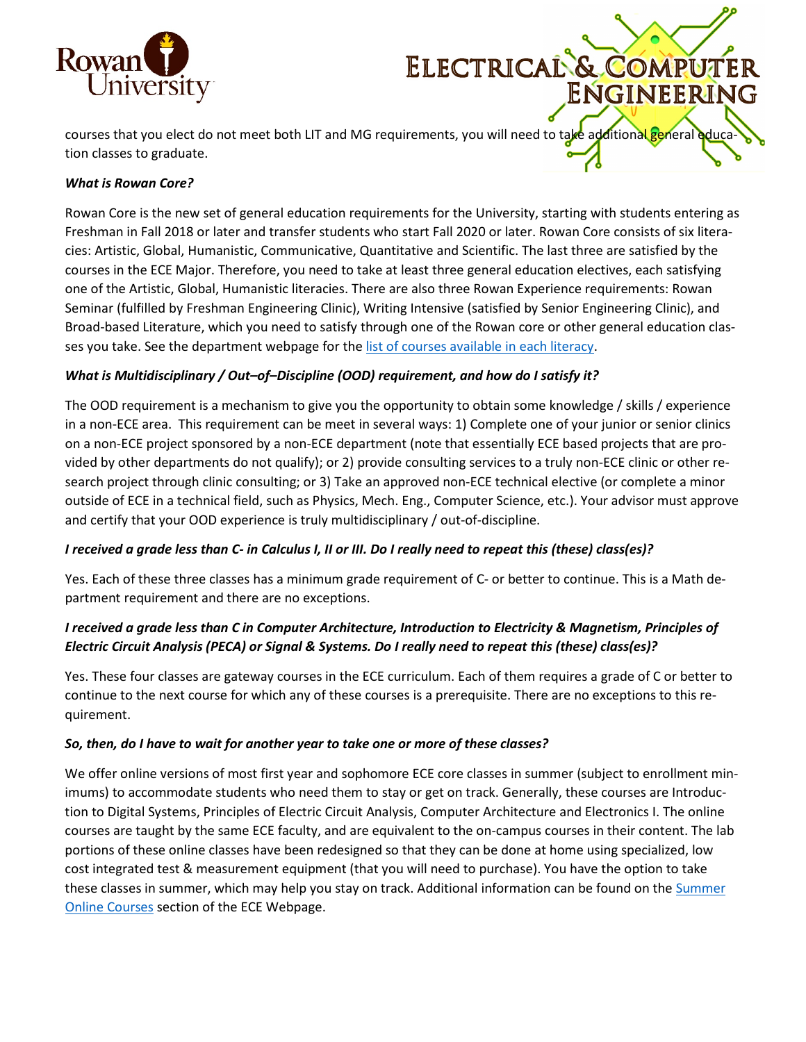courses that you elect do not meet both LIT and MG requirements, you will need to take additional general education classes to graduate.

***What is Rowan Core?***

Rowan Core is the new set of general education requirements for the University, starting with students entering as Freshman in Fall 2018 or later and transfer students who start Fall 2020 or later. Rowan Core consists of six literacies: Artistic, Global, Humanistic, Communicative, Quantitative and Scientific. The last three are satisfied by the courses in the ECE Major. Therefore, you need to take at least three general education electives, each satisfying one of the Artistic, Global, Humanistic literacies. There are also three Rowan Experience requirements: Rowan Seminar (fulfilled by Freshman Engineering Clinic), Writing Intensive (satisfied by Senior Engineering Clinic), and Broad-based Literature, which you need to satisfy through one of the Rowan core or other general education classes you take. See the department webpage for the list of courses available in each literacy.

***What is Multidisciplinary / Out–of–Discipline (OOD) requirement, and how do I satisfy it?***

The OOD requirement is a mechanism to give you the opportunity to obtain some knowledge / skills / experience in a non-ECE area. This requirement can be meet in several ways: 1) Complete one of your junior or senior clinics on a non-ECE project sponsored by a non-ECE department (note that essentially ECE based projects that are provided by other departments do not qualify); or 2) provide consulting services to a truly non-ECE clinic or other research project through clinic consulting; or 3) Take an approved non-ECE technical elective (or complete a minor outside of ECE in a technical field, such as Physics, Mech. Eng., Computer Science, etc.). Your advisor must approve and certify that your OOD experience is truly multidisciplinary / out-of-discipline.

***I received a grade less than C- in Calculus I, II or III. Do I really need to repeat this (these) class(es)?***

Yes. Each of these three classes has a minimum grade requirement of C- or better to continue. This is a Math department requirement and there are no exceptions.

***I received a grade less than C in Computer Architecture, Introduction to Electricity & Magnetism, Principles of Electric Circuit Analysis (PECA) or Signal & Systems. Do I really need to repeat this (these) class(es)?***

Yes. These four classes are gateway courses in the ECE curriculum. Each of them requires a grade of C or better to continue to the next course for which any of these courses is a prerequisite. There are no exceptions to this requirement.

***So, then, do I have to wait for another year to take one or more of these classes?***

We offer online versions of most first year and sophomore ECE core classes in summer (subject to enrollment minimums) to accommodate students who need them to stay or get on track. Generally, these courses are Introduction to Digital Systems, Principles of Electric Circuit Analysis, Computer Architecture and Electronics I. The online courses are taught by the same ECE faculty, and are equivalent to the on-campus courses in their content. The lab portions of these online classes have been redesigned so that they can be done at home using specialized, low cost integrated test & measurement equipment (that you will need to purchase). You have the option to take these classes in summer, which may help you stay on track. Additional information can be found on the Summer Online Courses section of the ECE Webpage.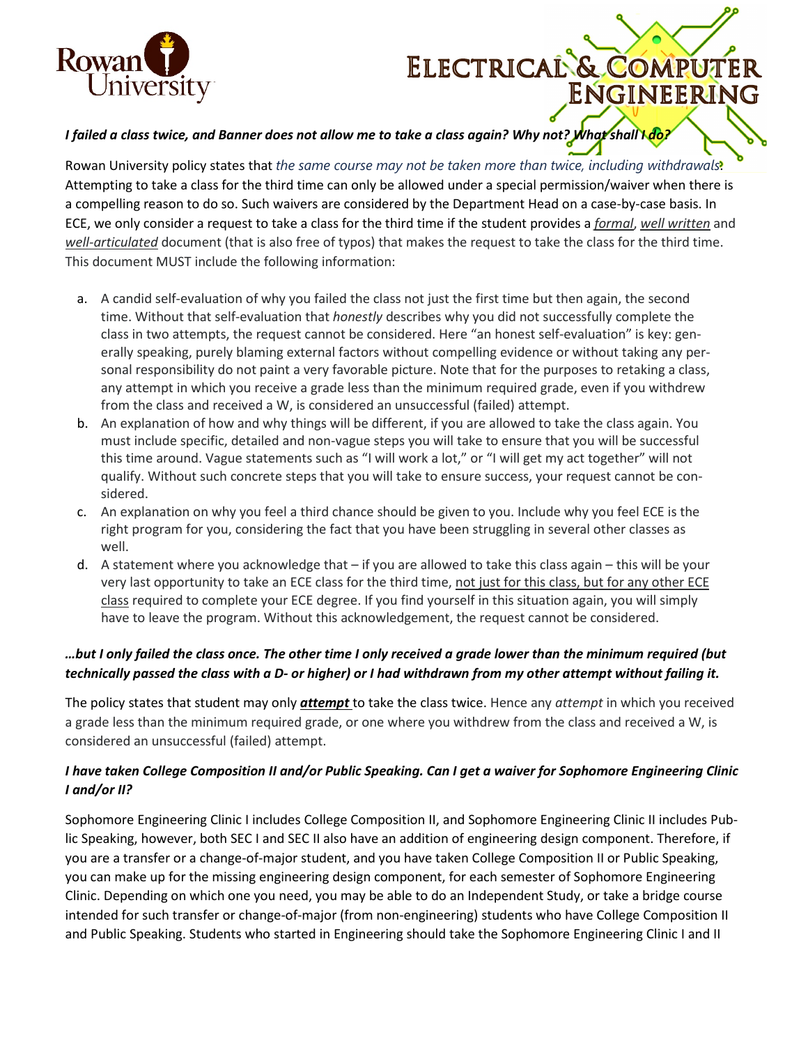***I failed a class twice, and Banner does not allow me to take a class again? Why not? What shall I do?***

Rowan University policy states that *the same course may not be taken more than twice, including withdrawals*. Attempting to take a class for the third time can only be allowed under a special permission/waiver when there is a compelling reason to do so. Such waivers are considered by the Department Head on a case-by-case basis. In ECE, we only consider a request to take a class for the third time if the student provides a *formal*, *well written* and *well-articulated* document (that is also free of typos) that makes the request to take the class for the third time. This document MUST include the following information:

a. A candid self-evaluation of why you failed the class not just the first time but then again, the second time. Without that self-evaluation that *honestly* describes why you did not successfully complete the class in two attempts, the request cannot be considered. Here "an honest self-evaluation" is key: generally speaking, purely blaming external factors without compelling evidence or without taking any personal responsibility do not paint a very favorable picture. Note that for the purposes to retaking a class, any attempt in which you receive a grade less than the minimum required grade, even if you withdrew from the class and received a W, is considered an unsuccessful (failed) attempt.
b. An explanation of how and why things will be different, if you are allowed to take the class again. You must include specific, detailed and non-vague steps you will take to ensure that you will be successful this time around. Vague statements such as "I will work a lot," or "I will get my act together" will not qualify. Without such concrete steps that you will take to ensure success, your request cannot be considered.
c. An explanation on why you feel a third chance should be given to you. Include why you feel ECE is the right program for you, considering the fact that you have been struggling in several other classes as well.
d. A statement where you acknowledge that – if you are allowed to take this class again – this will be your very last opportunity to take an ECE class for the third time, not just for this class, but for any other ECE class required to complete your ECE degree. If you find yourself in this situation again, you will simply have to leave the program. Without this acknowledgement, the request cannot be considered.

***…but I only failed the class once. The other time I only received a grade lower than the minimum required (but technically passed the class with a D- or higher) or I had withdrawn from my other attempt without failing it.***

The policy states that student may only ***attempt*** to take the class twice. Hence any *attempt* in which you received a grade less than the minimum required grade, or one where you withdrew from the class and received a W, is considered an unsuccessful (failed) attempt.

***I have taken College Composition II and/or Public Speaking. Can I get a waiver for Sophomore Engineering Clinic I and/or II?***

Sophomore Engineering Clinic I includes College Composition II, and Sophomore Engineering Clinic II includes Public Speaking, however, both SEC I and SEC II also have an addition of engineering design component. Therefore, if you are a transfer or a change-of-major student, and you have taken College Composition II or Public Speaking, you can make up for the missing engineering design component, for each semester of Sophomore Engineering Clinic. Depending on which one you need, you may be able to do an Independent Study, or take a bridge course intended for such transfer or change-of-major (from non-engineering) students who have College Composition II and Public Speaking. Students who started in Engineering should take the Sophomore Engineering Clinic I and II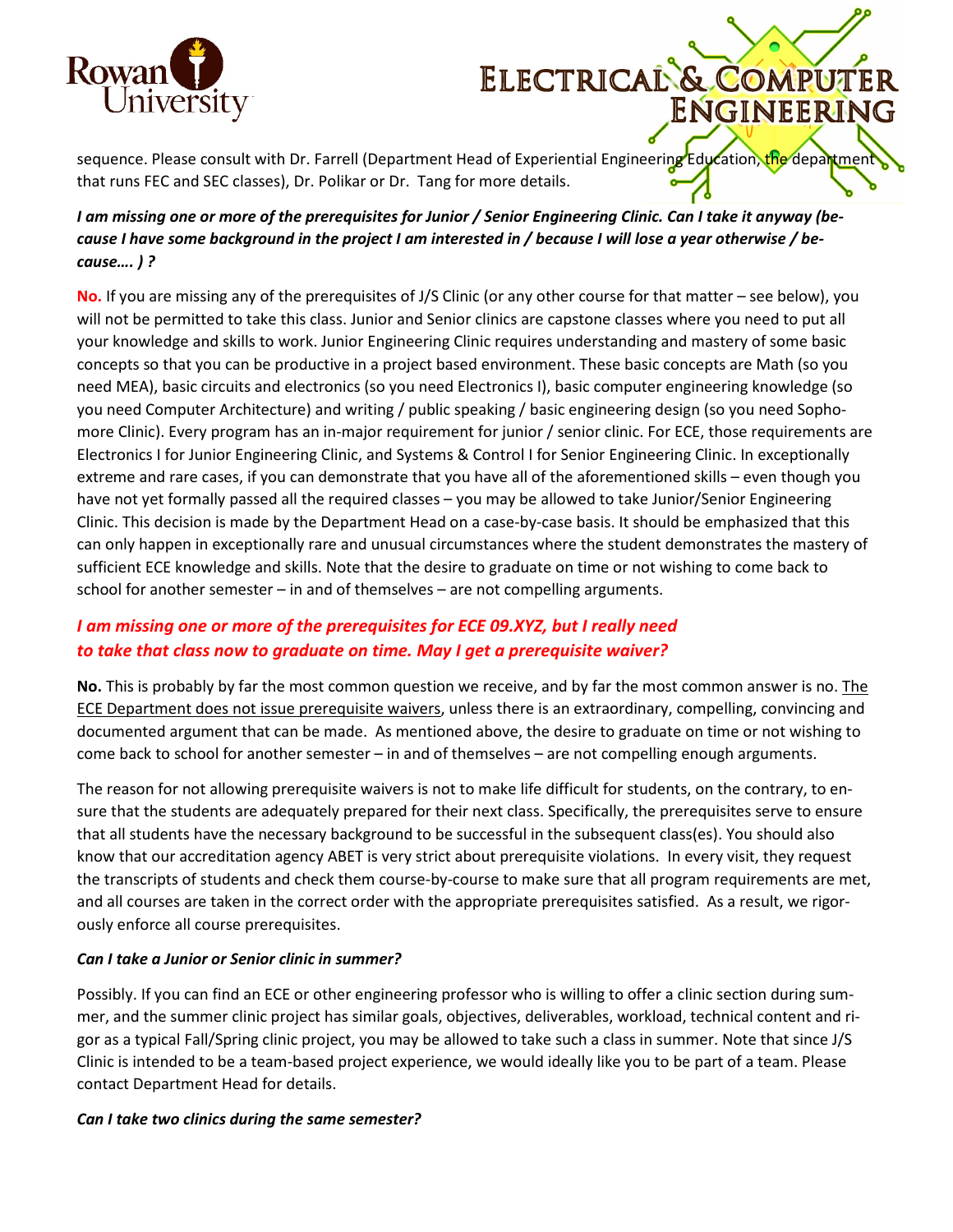sequence. Please consult with Dr. Farrell (Department Head of Experiential Engineering Education, the department that runs FEC and SEC classes), Dr. Polikar or Dr. Tang for more details.

***I am missing one or more of the prerequisites for Junior / Senior Engineering Clinic. Can I take it anyway (because I have some background in the project I am interested in / because I will lose a year otherwise / because…. ) ?***

**No.** If you are missing any of the prerequisites of J/S Clinic (or any other course for that matter – see below), you will not be permitted to take this class. Junior and Senior clinics are capstone classes where you need to put all your knowledge and skills to work. Junior Engineering Clinic requires understanding and mastery of some basic concepts so that you can be productive in a project based environment. These basic concepts are Math (so you need MEA), basic circuits and electronics (so you need Electronics I), basic computer engineering knowledge (so you need Computer Architecture) and writing / public speaking / basic engineering design (so you need Sophomore Clinic). Every program has an in-major requirement for junior / senior clinic. For ECE, those requirements are Electronics I for Junior Engineering Clinic, and Systems & Control I for Senior Engineering Clinic. In exceptionally extreme and rare cases, if you can demonstrate that you have all of the aforementioned skills – even though you have not yet formally passed all the required classes – you may be allowed to take Junior/Senior Engineering Clinic. This decision is made by the Department Head on a case-by-case basis. It should be emphasized that this can only happen in exceptionally rare and unusual circumstances where the student demonstrates the mastery of sufficient ECE knowledge and skills. Note that the desire to graduate on time or not wishing to come back to school for another semester – in and of themselves – are not compelling arguments.

***I am missing one or more of the prerequisites for ECE 09.XYZ, but I really need to take that class now to graduate on time. May I get a prerequisite waiver?***

**No.** This is probably by far the most common question we receive, and by far the most common answer is no. The ECE Department does not issue prerequisite waivers, unless there is an extraordinary, compelling, convincing and documented argument that can be made. As mentioned above, the desire to graduate on time or not wishing to come back to school for another semester – in and of themselves – are not compelling enough arguments.

The reason for not allowing prerequisite waivers is not to make life difficult for students, on the contrary, to ensure that the students are adequately prepared for their next class. Specifically, the prerequisites serve to ensure that all students have the necessary background to be successful in the subsequent class(es). You should also know that our accreditation agency ABET is very strict about prerequisite violations. In every visit, they request the transcripts of students and check them course-by-course to make sure that all program requirements are met, and all courses are taken in the correct order with the appropriate prerequisites satisfied. As a result, we rigorously enforce all course prerequisites.

***Can I take a Junior or Senior clinic in summer?***

Possibly. If you can find an ECE or other engineering professor who is willing to offer a clinic section during summer, and the summer clinic project has similar goals, objectives, deliverables, workload, technical content and rigor as a typical Fall/Spring clinic project, you may be allowed to take such a class in summer. Note that since J/S Clinic is intended to be a team-based project experience, we would ideally like you to be part of a team. Please contact Department Head for details.

***Can I take two clinics during the same semester?***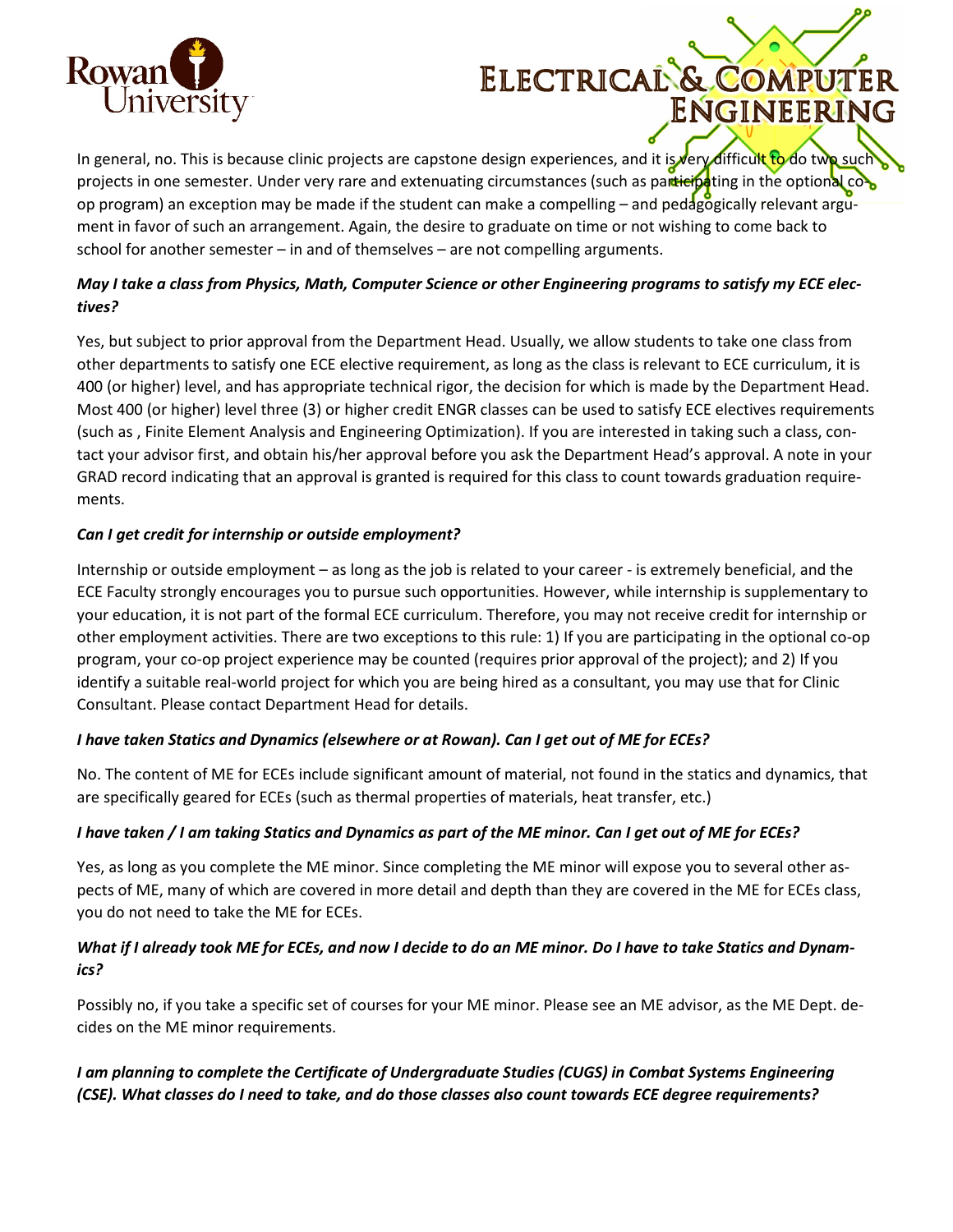In general, no. This is because clinic projects are capstone design experiences, and it is very difficult to do two such projects in one semester. Under very rare and extenuating circumstances (such as participating in the optional co-op program) an exception may be made if the student can make a compelling – and pedagogically relevant argument in favor of such an arrangement. Again, the desire to graduate on time or not wishing to come back to school for another semester – in and of themselves – are not compelling arguments.

***May I take a class from Physics, Math, Computer Science or other Engineering programs to satisfy my ECE electives?***

Yes, but subject to prior approval from the Department Head. Usually, we allow students to take one class from other departments to satisfy one ECE elective requirement, as long as the class is relevant to ECE curriculum, it is 400 (or higher) level, and has appropriate technical rigor, the decision for which is made by the Department Head. Most 400 (or higher) level three (3) or higher credit ENGR classes can be used to satisfy ECE electives requirements (such as , Finite Element Analysis and Engineering Optimization). If you are interested in taking such a class, contact your advisor first, and obtain his/her approval before you ask the Department Head's approval. A note in your GRAD record indicating that an approval is granted is required for this class to count towards graduation requirements.

***Can I get credit for internship or outside employment?***

Internship or outside employment – as long as the job is related to your career - is extremely beneficial, and the ECE Faculty strongly encourages you to pursue such opportunities. However, while internship is supplementary to your education, it is not part of the formal ECE curriculum. Therefore, you may not receive credit for internship or other employment activities. There are two exceptions to this rule: 1) If you are participating in the optional co-op program, your co-op project experience may be counted (requires prior approval of the project); and 2) If you identify a suitable real-world project for which you are being hired as a consultant, you may use that for Clinic Consultant. Please contact Department Head for details.

***I have taken Statics and Dynamics (elsewhere or at Rowan). Can I get out of ME for ECEs?***

No. The content of ME for ECEs include significant amount of material, not found in the statics and dynamics, that are specifically geared for ECEs (such as thermal properties of materials, heat transfer, etc.)

***I have taken / I am taking Statics and Dynamics as part of the ME minor. Can I get out of ME for ECEs?***

Yes, as long as you complete the ME minor. Since completing the ME minor will expose you to several other aspects of ME, many of which are covered in more detail and depth than they are covered in the ME for ECEs class, you do not need to take the ME for ECEs.

***What if I already took ME for ECEs, and now I decide to do an ME minor. Do I have to take Statics and Dynamics?***

Possibly no, if you take a specific set of courses for your ME minor. Please see an ME advisor, as the ME Dept. decides on the ME minor requirements.

***I am planning to complete the Certificate of Undergraduate Studies (CUGS) in Combat Systems Engineering (CSE). What classes do I need to take, and do those classes also count towards ECE degree requirements?***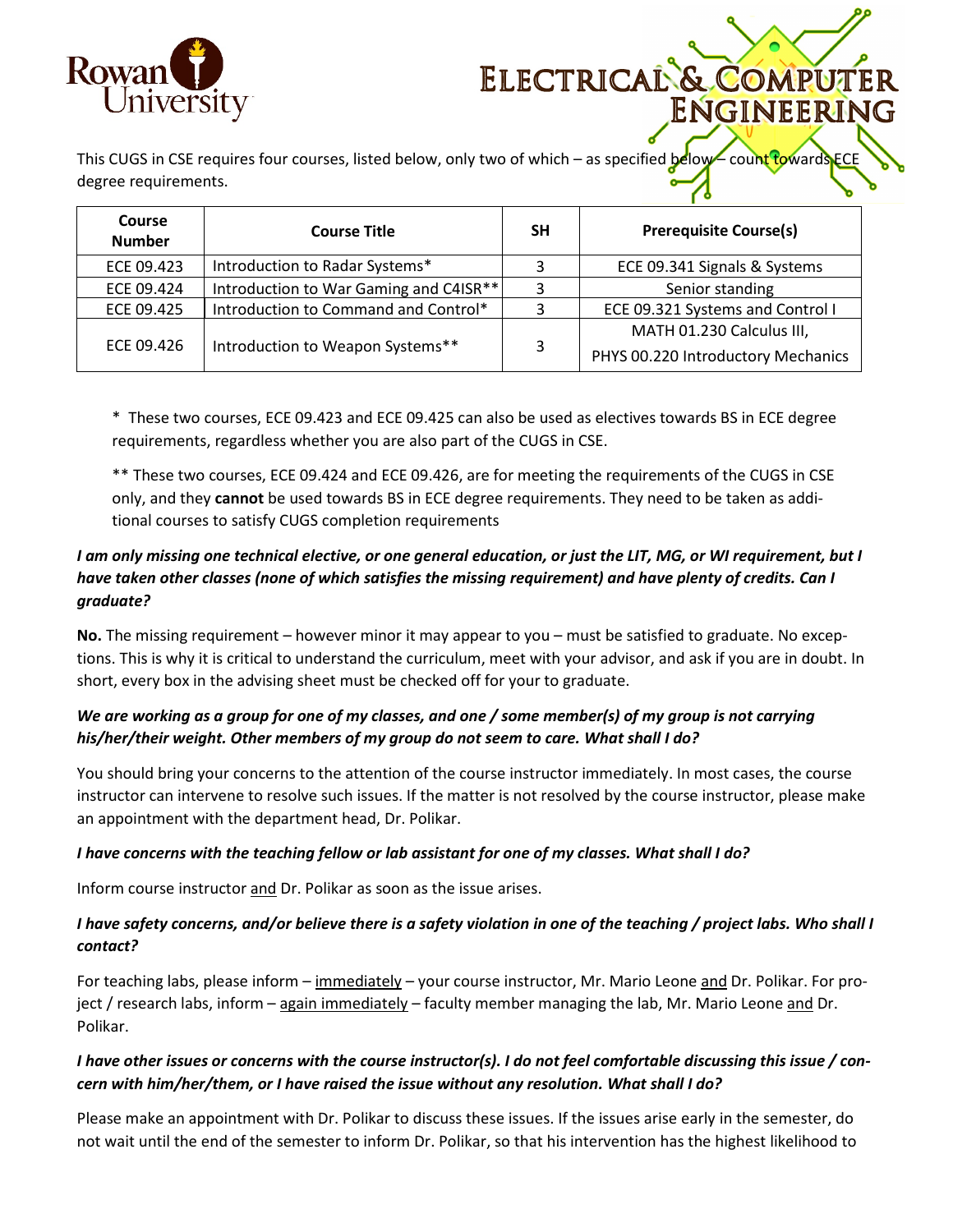This CUGS in CSE requires four courses, listed below, only two of which – as specified below – count towards ECE degree requirements.

| Course Number | Course Title | SH | Prerequisite Course(s) |
|---|---|---|---|
| ECE 09.423 | Introduction to Radar Systems* | 3 | ECE 09.341 Signals & Systems |
| ECE 09.424 | Introduction to War Gaming and C4ISR** | 3 | Senior standing |
| ECE 09.425 | Introduction to Command and Control* | 3 | ECE 09.321 Systems and Control I |
| ECE 09.426 | Introduction to Weapon Systems** | 3 | MATH 01.230 Calculus III, PHYS 00.220 Introductory Mechanics |

\* These two courses, ECE 09.423 and ECE 09.425 can also be used as electives towards BS in ECE degree requirements, regardless whether you are also part of the CUGS in CSE.

\** These two courses, ECE 09.424 and ECE 09.426, are for meeting the requirements of the CUGS in CSE only, and they **cannot** be used towards BS in ECE degree requirements. They need to be taken as additional courses to satisfy CUGS completion requirements

### *I am only missing one technical elective, or one general education, or just the LIT, MG, or WI requirement, but I have taken other classes (none of which satisfies the missing requirement) and have plenty of credits. Can I graduate?*

**No.** The missing requirement – however minor it may appear to you – must be satisfied to graduate. No exceptions. This is why it is critical to understand the curriculum, meet with your advisor, and ask if you are in doubt. In short, every box in the advising sheet must be checked off for your to graduate.

### *We are working as a group for one of my classes, and one / some member(s) of my group is not carrying his/her/their weight. Other members of my group do not seem to care. What shall I do?*

You should bring your concerns to the attention of the course instructor immediately. In most cases, the course instructor can intervene to resolve such issues. If the matter is not resolved by the course instructor, please make an appointment with the department head, Dr. Polikar.

### *I have concerns with the teaching fellow or lab assistant for one of my classes. What shall I do?*

Inform course instructor <u>and</u> Dr. Polikar as soon as the issue arises.

### *I have safety concerns, and/or believe there is a safety violation in one of the teaching / project labs. Who shall I contact?*

For teaching labs, please inform – <u>immediately</u> – your course instructor, Mr. Mario Leone <u>and</u> Dr. Polikar. For project / research labs, inform – <u>again immediately</u> – faculty member managing the lab, Mr. Mario Leone <u>and</u> Dr. Polikar.

### *I have other issues or concerns with the course instructor(s). I do not feel comfortable discussing this issue / concern with him/her/them, or I have raised the issue without any resolution. What shall I do?*

Please make an appointment with Dr. Polikar to discuss these issues. If the issues arise early in the semester, do not wait until the end of the semester to inform Dr. Polikar, so that his intervention has the highest likelihood to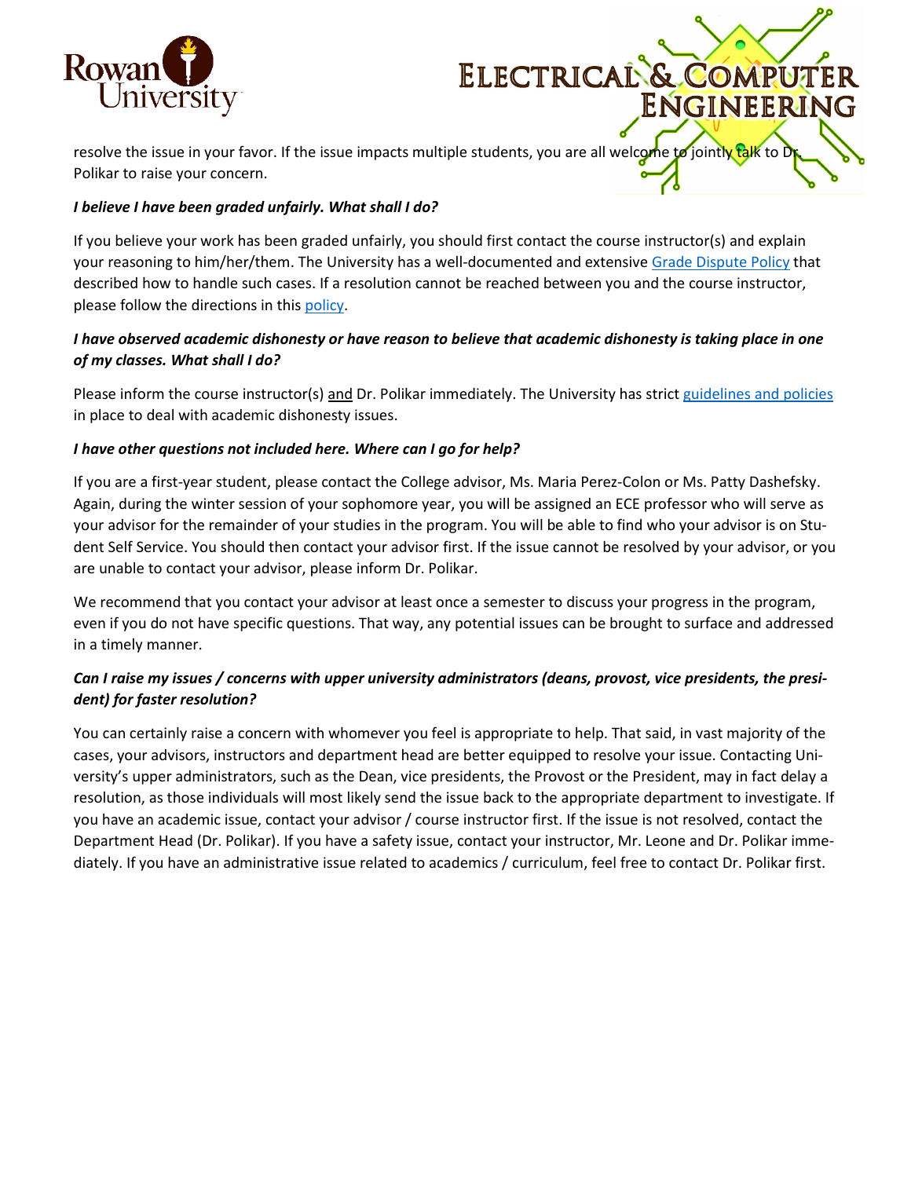resolve the issue in your favor. If the issue impacts multiple students, you are all welcome to jointly talk to Dr. Polikar to raise your concern.

***I believe I have been graded unfairly. What shall I do?***

If you believe your work has been graded unfairly, you should first contact the course instructor(s) and explain your reasoning to him/her/them. The University has a well-documented and extensive Grade Dispute Policy that described how to handle such cases. If a resolution cannot be reached between you and the course instructor, please follow the directions in this policy.

***I have observed academic dishonesty or have reason to believe that academic dishonesty is taking place in one of my classes. What shall I do?***

Please inform the course instructor(s) and Dr. Polikar immediately. The University has strict guidelines and policies in place to deal with academic dishonesty issues.

***I have other questions not included here. Where can I go for help?***

If you are a first-year student, please contact the College advisor, Ms. Maria Perez-Colon or Ms. Patty Dashefsky. Again, during the winter session of your sophomore year, you will be assigned an ECE professor who will serve as your advisor for the remainder of your studies in the program. You will be able to find who your advisor is on Student Self Service. You should then contact your advisor first. If the issue cannot be resolved by your advisor, or you are unable to contact your advisor, please inform Dr. Polikar.

We recommend that you contact your advisor at least once a semester to discuss your progress in the program, even if you do not have specific questions. That way, any potential issues can be brought to surface and addressed in a timely manner.

***Can I raise my issues / concerns with upper university administrators (deans, provost, vice presidents, the president) for faster resolution?***

You can certainly raise a concern with whomever you feel is appropriate to help. That said, in vast majority of the cases, your advisors, instructors and department head are better equipped to resolve your issue. Contacting University's upper administrators, such as the Dean, vice presidents, the Provost or the President, may in fact delay a resolution, as those individuals will most likely send the issue back to the appropriate department to investigate. If you have an academic issue, contact your advisor / course instructor first. If the issue is not resolved, contact the Department Head (Dr. Polikar). If you have a safety issue, contact your instructor, Mr. Leone and Dr. Polikar immediately. If you have an administrative issue related to academics / curriculum, feel free to contact Dr. Polikar first.